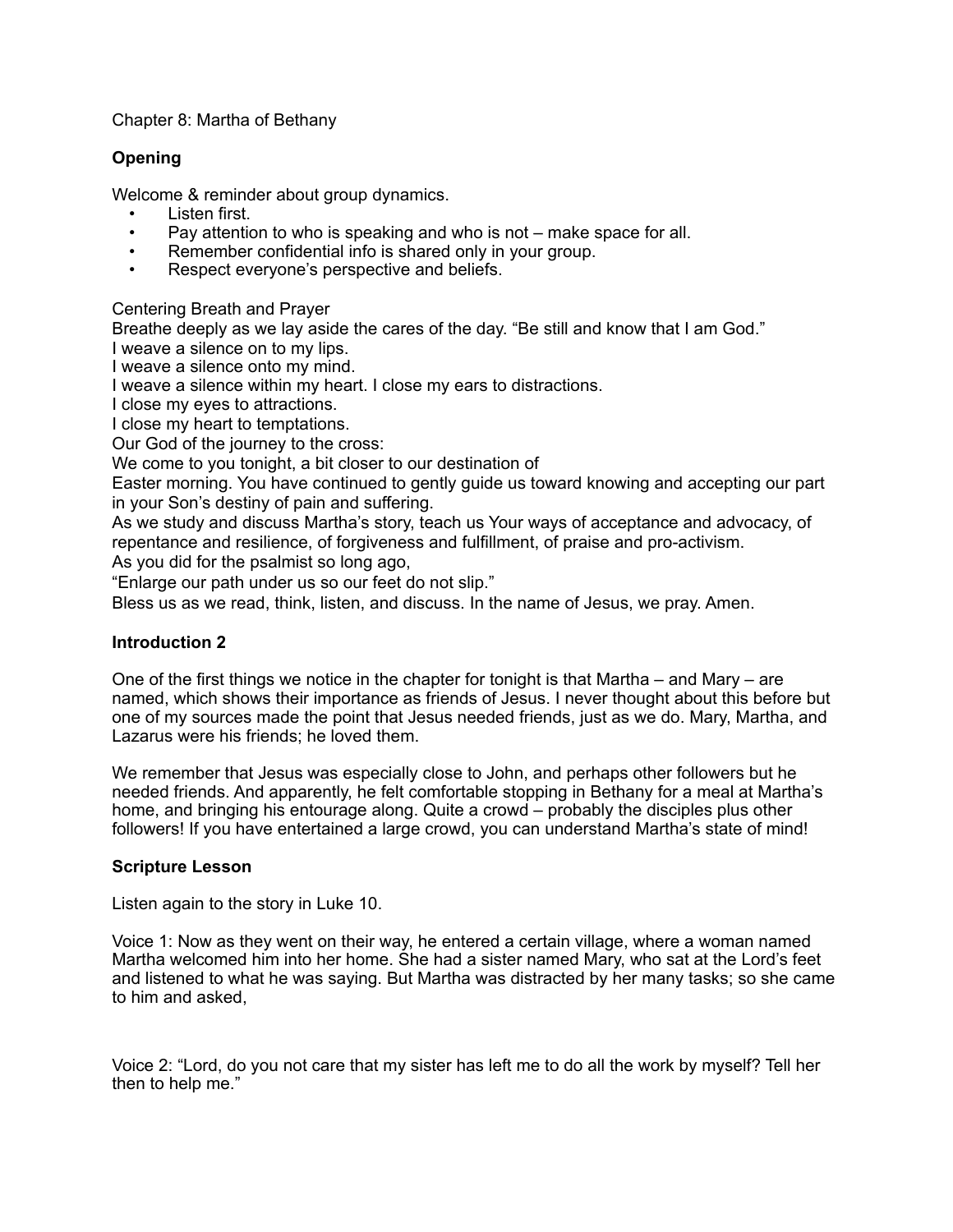Chapter 8: Martha of Bethany

**Opening**

Welcome & reminder about group dynamics.

- Listen first.
- Pay attention to who is speaking and who is not – make space for all.
- Remember confidential info is shared only in your group.
- Respect everyone's perspective and beliefs.

Centering Breath and Prayer
Breathe deeply as we lay aside the cares of the day. "Be still and know that I am God."
I weave a silence on to my lips.
I weave a silence onto my mind.
I weave a silence within my heart. I close my ears to distractions.
I close my eyes to attractions.
I close my heart to temptations.
Our God of the journey to the cross:
We come to you tonight, a bit closer to our destination of
Easter morning. You have continued to gently guide us toward knowing and accepting our part in your Son's destiny of pain and suffering.
As we study and discuss Martha's story, teach us Your ways of acceptance and advocacy, of repentance and resilience, of forgiveness and fulfillment, of praise and pro-activism.
As you did for the psalmist so long ago,
"Enlarge our path under us so our feet do not slip."
Bless us as we read, think, listen, and discuss. In the name of Jesus, we pray. Amen.

**Introduction 2**

One of the first things we notice in the chapter for tonight is that Martha – and Mary – are named, which shows their importance as friends of Jesus. I never thought about this before but one of my sources made the point that Jesus needed friends, just as we do. Mary, Martha, and Lazarus were his friends; he loved them.

We remember that Jesus was especially close to John, and perhaps other followers but he needed friends. And apparently, he felt comfortable stopping in Bethany for a meal at Martha's home, and bringing his entourage along. Quite a crowd – probably the disciples plus other followers! If you have entertained a large crowd, you can understand Martha's state of mind!

**Scripture Lesson**

Listen again to the story in Luke 10.

Voice 1: Now as they went on their way, he entered a certain village, where a woman named Martha welcomed him into her home. She had a sister named Mary, who sat at the Lord's feet and listened to what he was saying. But Martha was distracted by her many tasks; so she came to him and asked,

Voice 2: "Lord, do you not care that my sister has left me to do all the work by myself? Tell her then to help me."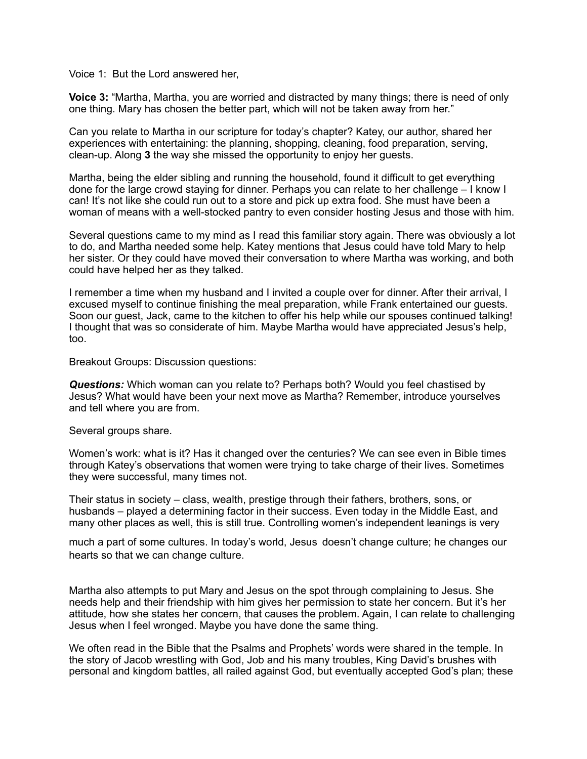Voice 1: But the Lord answered her,

**Voice 3:** “Martha, Martha, you are worried and distracted by many things; there is need of only one thing. Mary has chosen the better part, which will not be taken away from her.”

Can you relate to Martha in our scripture for today’s chapter? Katey, our author, shared her experiences with entertaining: the planning, shopping, cleaning, food preparation, serving, clean-up. Along **3** the way she missed the opportunity to enjoy her guests.

Martha, being the elder sibling and running the household, found it difficult to get everything done for the large crowd staying for dinner. Perhaps you can relate to her challenge – I know I can! It’s not like she could run out to a store and pick up extra food. She must have been a woman of means with a well-stocked pantry to even consider hosting Jesus and those with him.

Several questions came to my mind as I read this familiar story again. There was obviously a lot to do, and Martha needed some help. Katey mentions that Jesus could have told Mary to help her sister. Or they could have moved their conversation to where Martha was working, and both could have helped her as they talked.

I remember a time when my husband and I invited a couple over for dinner. After their arrival, I excused myself to continue finishing the meal preparation, while Frank entertained our guests. Soon our guest, Jack, came to the kitchen to offer his help while our spouses continued talking! I thought that was so considerate of him. Maybe Martha would have appreciated Jesus’s help, too.

Breakout Groups: Discussion questions:

***Questions:*** Which woman can you relate to? Perhaps both? Would you feel chastised by Jesus? What would have been your next move as Martha? Remember, introduce yourselves and tell where you are from.

Several groups share.

Women’s work: what is it? Has it changed over the centuries? We can see even in Bible times through Katey’s observations that women were trying to take charge of their lives. Sometimes they were successful, many times not.

Their status in society – class, wealth, prestige through their fathers, brothers, sons, or husbands – played a determining factor in their success. Even today in the Middle East, and many other places as well, this is still true. Controlling women’s independent leanings is very much a part of some cultures. In today’s world, Jesus doesn’t change culture; he changes our hearts so that we can change culture.

Martha also attempts to put Mary and Jesus on the spot through complaining to Jesus. She needs help and their friendship with him gives her permission to state her concern. But it’s her attitude, how she states her concern, that causes the problem. Again, I can relate to challenging Jesus when I feel wronged. Maybe you have done the same thing.

We often read in the Bible that the Psalms and Prophets’ words were shared in the temple. In the story of Jacob wrestling with God, Job and his many troubles, King David’s brushes with personal and kingdom battles, all railed against God, but eventually accepted God’s plan; these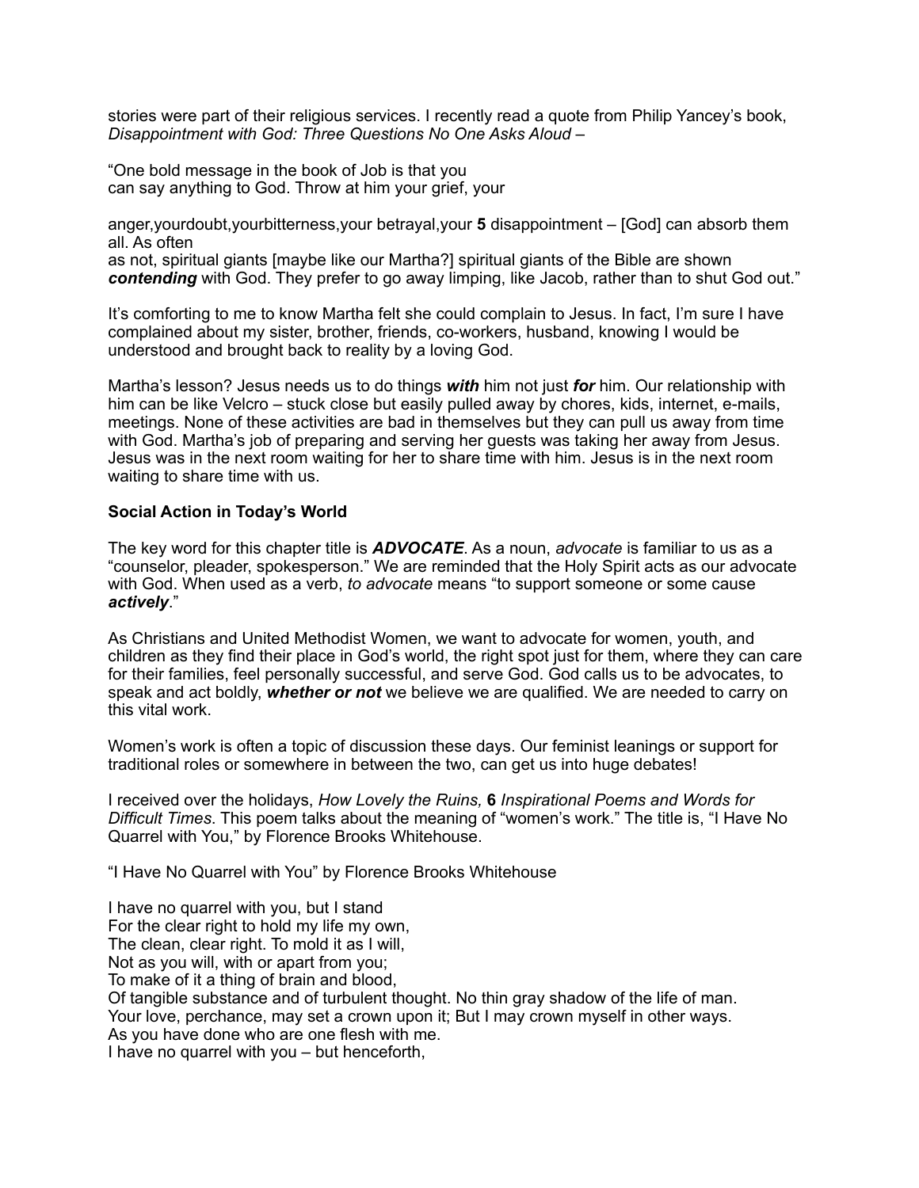stories were part of their religious services. I recently read a quote from Philip Yancey's book, *Disappointment with God: Three Questions No One Asks Aloud* –

"One bold message in the book of Job is that you can say anything to God. Throw at him your grief, your anger,yourdoubt,yourbitterness,your betrayal,your **5** disappointment – [God] can absorb them all. As often as not, spiritual giants [maybe like our Martha?] spiritual giants of the Bible are shown ***contending*** with God. They prefer to go away limping, like Jacob, rather than to shut God out."

It's comforting to me to know Martha felt she could complain to Jesus. In fact, I'm sure I have complained about my sister, brother, friends, co-workers, husband, knowing I would be understood and brought back to reality by a loving God.

Martha's lesson? Jesus needs us to do things ***with*** him not just ***for*** him. Our relationship with him can be like Velcro – stuck close but easily pulled away by chores, kids, internet, e-mails, meetings. None of these activities are bad in themselves but they can pull us away from time with God. Martha's job of preparing and serving her guests was taking her away from Jesus. Jesus was in the next room waiting for her to share time with him. Jesus is in the next room waiting to share time with us.

**Social Action in Today's World**

The key word for this chapter title is ***ADVOCATE***. As a noun, *advocate* is familiar to us as a "counselor, pleader, spokesperson." We are reminded that the Holy Spirit acts as our advocate with God. When used as a verb, *to advocate* means "to support someone or some cause ***actively***."

As Christians and United Methodist Women, we want to advocate for women, youth, and children as they find their place in God's world, the right spot just for them, where they can care for their families, feel personally successful, and serve God. God calls us to be advocates, to speak and act boldly, ***whether or not*** we believe we are qualified. We are needed to carry on this vital work.

Women's work is often a topic of discussion these days. Our feminist leanings or support for traditional roles or somewhere in between the two, can get us into huge debates!

I received over the holidays, *How Lovely the Ruins,* **6** *Inspirational Poems and Words for Difficult Times*. This poem talks about the meaning of "women's work." The title is, "I Have No Quarrel with You," by Florence Brooks Whitehouse.

"I Have No Quarrel with You" by Florence Brooks Whitehouse

I have no quarrel with you, but I stand
For the clear right to hold my life my own,
The clean, clear right. To mold it as I will,
Not as you will, with or apart from you;
To make of it a thing of brain and blood,
Of tangible substance and of turbulent thought. No thin gray shadow of the life of man.
Your love, perchance, may set a crown upon it; But I may crown myself in other ways.
As you have done who are one flesh with me.
I have no quarrel with you – but henceforth,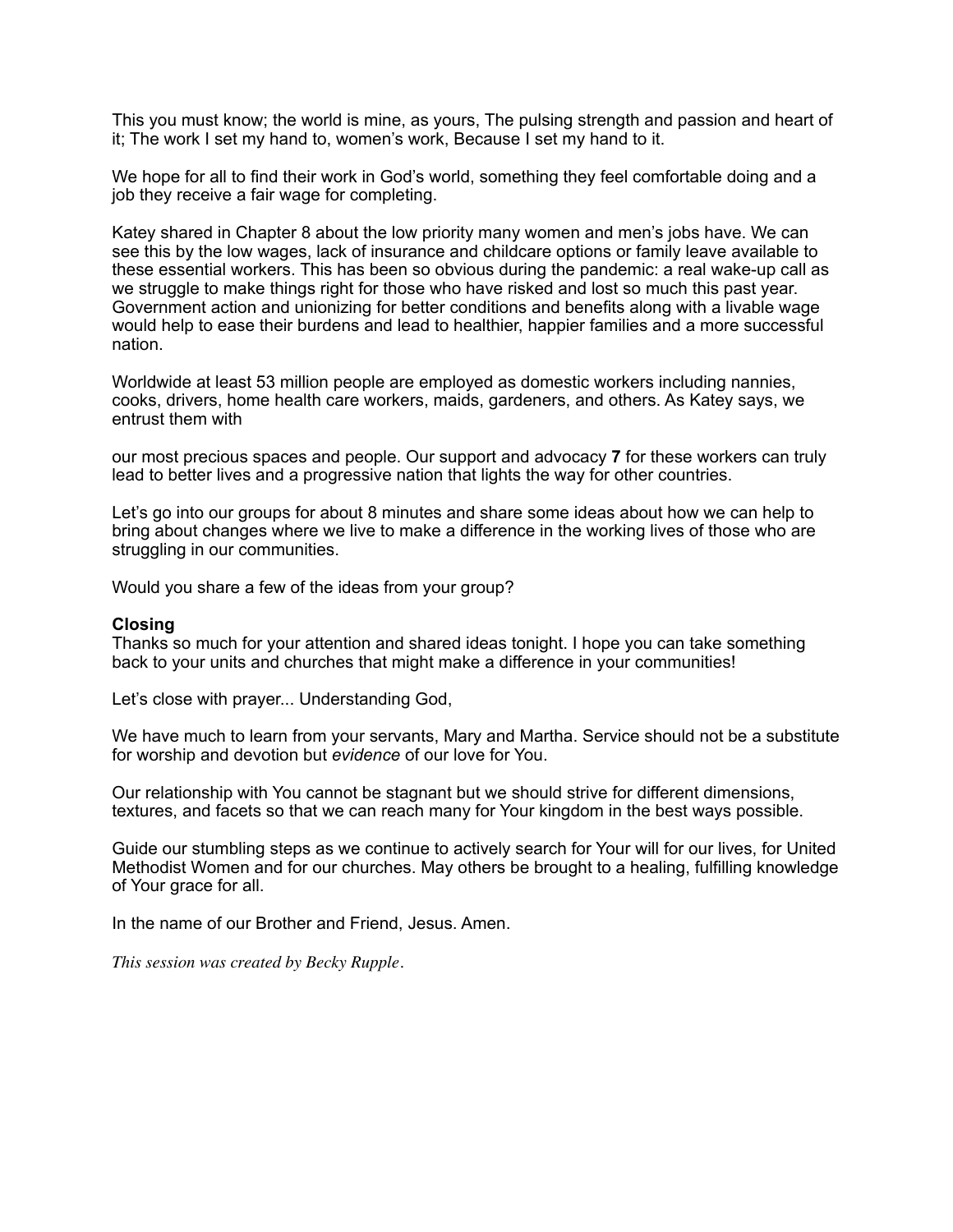This you must know; the world is mine, as yours, The pulsing strength and passion and heart of it; The work I set my hand to, women's work, Because I set my hand to it.

We hope for all to find their work in God's world, something they feel comfortable doing and a job they receive a fair wage for completing.

Katey shared in Chapter 8 about the low priority many women and men's jobs have. We can see this by the low wages, lack of insurance and childcare options or family leave available to these essential workers. This has been so obvious during the pandemic: a real wake-up call as we struggle to make things right for those who have risked and lost so much this past year. Government action and unionizing for better conditions and benefits along with a livable wage would help to ease their burdens and lead to healthier, happier families and a more successful nation.

Worldwide at least 53 million people are employed as domestic workers including nannies, cooks, drivers, home health care workers, maids, gardeners, and others. As Katey says, we entrust them with our most precious spaces and people. Our support and advocacy for these workers can truly lead to better lives and a progressive nation that lights the way for other countries.

Let's go into our groups for about 8 minutes and share some ideas about how we can help to bring about changes where we live to make a difference in the working lives of those who are struggling in our communities.

Would you share a few of the ideas from your group?

**Closing**

Thanks so much for your attention and shared ideas tonight. I hope you can take something back to your units and churches that might make a difference in your communities!

Let's close with prayer... Understanding God,

We have much to learn from your servants, Mary and Martha. Service should not be a substitute for worship and devotion but *evidence* of our love for You.

Our relationship with You cannot be stagnant but we should strive for different dimensions, textures, and facets so that we can reach many for Your kingdom in the best ways possible.

Guide our stumbling steps as we continue to actively search for Your will for our lives, for United Methodist Women and for our churches. May others be brought to a healing, fulfilling knowledge of Your grace for all.

In the name of our Brother and Friend, Jesus. Amen.

*This session was created by Becky Rupple.*